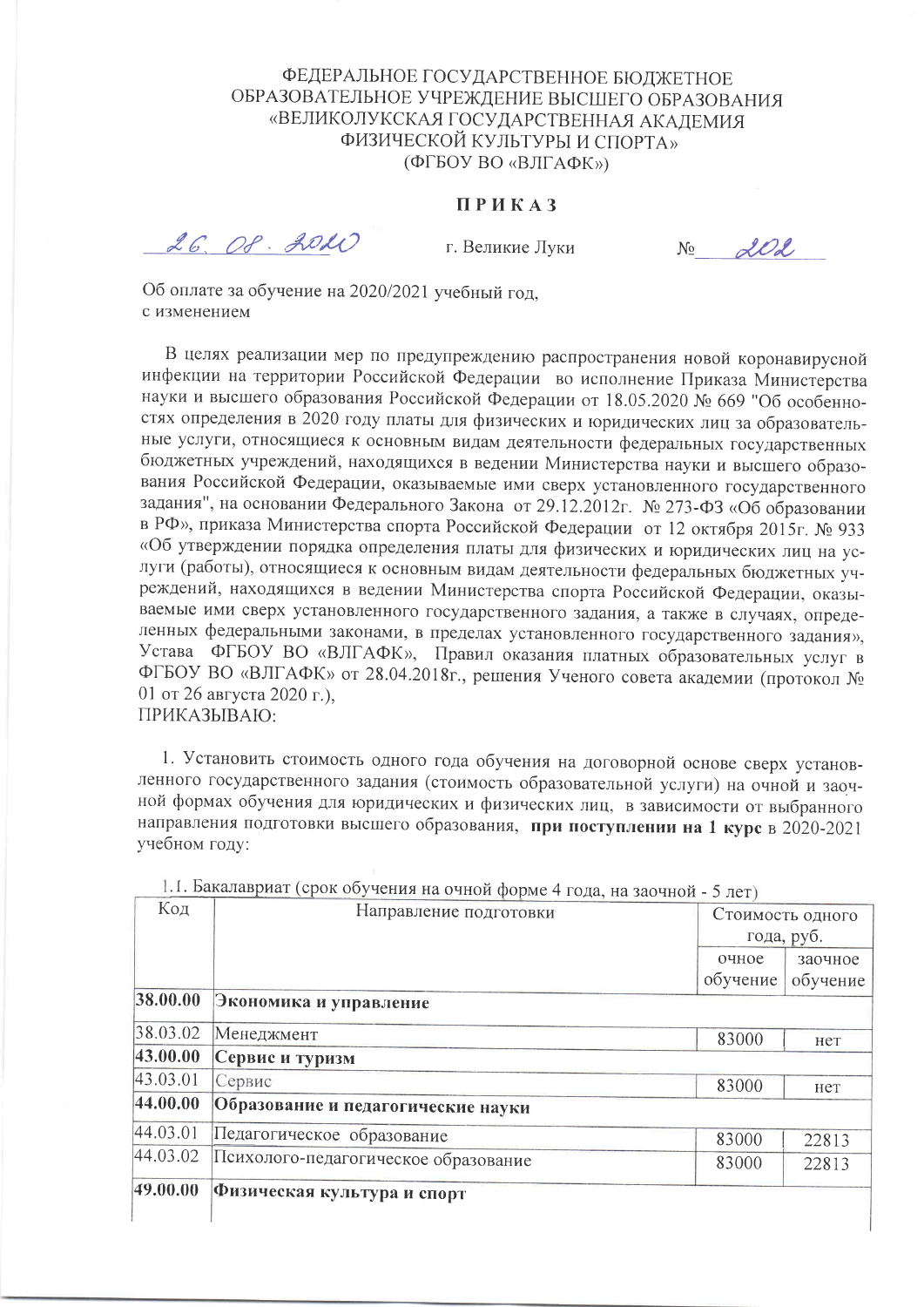ФЕДЕРАЛЬНОЕ ГОСУДАРСТВЕННОЕ БЮДЖЕТНОЕ
ОБРАЗОВАТЕЛЬНОЕ УЧРЕЖДЕНИЕ ВЫСШЕГО ОБРАЗОВАНИЯ
«ВЕЛИКОЛУКСКАЯ ГОСУДАРСТВЕННАЯ АКАДЕМИЯ
ФИЗИЧЕСКОЙ КУЛЬТУРЫ И СПОРТА»
(ФГБОУ ВО «ВЛГАФК»)

# ПРИКАЗ

26.08.2020 г. Великие Луки № 202

Об оплате за обучение на 2020/2021 учебный год,
с изменением

В целях реализации мер по предупреждению распространения новой коронавирусной инфекции на территории Российской Федерации во исполнение Приказа Министерства науки и высшего образования Российской Федерации от 18.05.2020 № 669 "Об особенностях определения в 2020 году платы для физических и юридических лиц за образовательные услуги, относящиеся к основным видам деятельности федеральных государственных бюджетных учреждений, находящихся в ведении Министерства науки и высшего образования Российской Федерации, оказываемые ими сверх установленного государственного задания", на основании Федерального Закона от 29.12.2012г. № 273-ФЗ «Об образовании в РФ», приказа Министерства спорта Российской Федерации от 12 октября 2015г. № 933 «Об утверждении порядка определения платы для физических и юридических лиц на услуги (работы), относящиеся к основным видам деятельности федеральных бюджетных учреждений, находящихся в ведении Министерства спорта Российской Федерации, оказываемые ими сверх установленного государственного задания, а также в случаях, определенных федеральными законами, в пределах установленного государственного задания», Устава ФГБОУ ВО «ВЛГАФК», Правил оказания платных образовательных услуг в ФГБОУ ВО «ВЛГАФК» от 28.04.2018г., решения Ученого совета академии (протокол № 01 от 26 августа 2020 г.),
ПРИКАЗЫВАЮ:

1. Установить стоимость одного года обучения на договорной основе сверх установленного государственного задания (стоимость образовательной услуги) на очной и заочной формах обучения для юридических и физических лиц, в зависимости от выбранного направления подготовки высшего образования, **при поступлении на 1 курс** в 2020-2021 учебном году:

1.1. Бакалавриат (срок обучения на очной форме 4 года, на заочной - 5 лет)

| Код | Направление подготовки | Стоимость одного года, руб. | |
|---|---|---|---|
| | | очное обучение | заочное обучение |
| **38.00.00** | **Экономика и управление** | | |
| 38.03.02 | Менеджмент | 83000 | нет |
| **43.00.00** | **Сервис и туризм** | | |
| 43.03.01 | Сервис | 83000 | нет |
| **44.00.00** | **Образование и педагогические науки** | | |
| 44.03.01 | Педагогическое образование | 83000 | 22813 |
| 44.03.02 | Психолого-педагогическое образование | 83000 | 22813 |
| **49.00.00** | **Физическая культура и спорт** | | |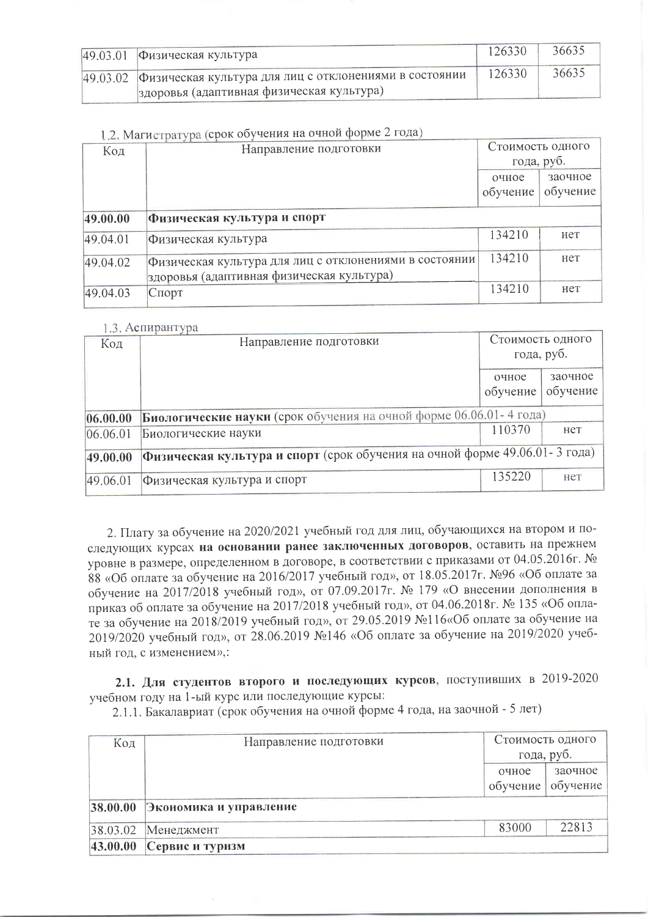| | | | |
|---|---|---|---|
| 49.03.01 | Физическая культура | 126330 | 36635 |
| 49.03.02 | Физическая культура для лиц с отклонениями в состоянии здоровья (адаптивная физическая культура) | 126330 | 36635 |

1.2. Магистратура (срок обучения на очной форме 2 года)

| Код | Направление подготовки | Стоимость одного года, руб. | |
|---|---|---|---|
| | | очное обучение | заочное обучение |
| **49.00.00** | **Физическая культура и спорт** | | |
| 49.04.01 | Физическая культура | 134210 | нет |
| 49.04.02 | Физическая культура для лиц с отклонениями в состоянии здоровья (адаптивная физическая культура) | 134210 | нет |
| 49.04.03 | Спорт | 134210 | нет |

1.3. Аспирантура

| Код | Направление подготовки | Стоимость одного года, руб. | |
|---|---|---|---|
| | | очное обучение | заочное обучение |
| **06.00.00** | **Биологические науки** (срок обучения на очной форме 06.06.01- 4 года) | | |
| 06.06.01 | Биологические науки | 110370 | нет |
| **49.00.00** | **Физическая культура и спорт** (срок обучения на очной форме 49.06.01- 3 года) | | |
| 49.06.01 | Физическая культура и спорт | 135220 | нет |

2. Плату за обучение на 2020/2021 учебный год для лиц, обучающихся на втором и последующих курсах **на основании ранее заключенных договоров**, оставить на прежнем уровне в размере, определенном в договоре, в соответствии с приказами от 04.05.2016г. № 88 «Об оплате за обучение на 2016/2017 учебный год», от 18.05.2017г. №96 «Об оплате за обучение на 2017/2018 учебный год», от 07.09.2017г. № 179 «О внесении дополнения в приказ об оплате за обучение на 2017/2018 учебный год», от 04.06.2018г. № 135 «Об оплате за обучение на 2018/2019 учебный год», от 29.05.2019 №116«Об оплате за обучение на 2019/2020 учебный год», от 28.06.2019 №146 «Об оплате за обучение на 2019/2020 учебный год, с изменением»,:

**2.1. Для студентов второго и последующих курсов**, поступивших в 2019-2020 учебном году на 1-ый курс или последующие курсы:

2.1.1. Бакалавриат (срок обучения на очной форме 4 года, на заочной - 5 лет)

| Код | Направление подготовки | Стоимость одного года, руб. | |
|---|---|---|---|
| | | очное обучение | заочное обучение |
| **38.00.00** | **Экономика и управление** | | |
| 38.03.02 | Менеджмент | 83000 | 22813 |
| **43.00.00** | **Сервис и туризм** | | |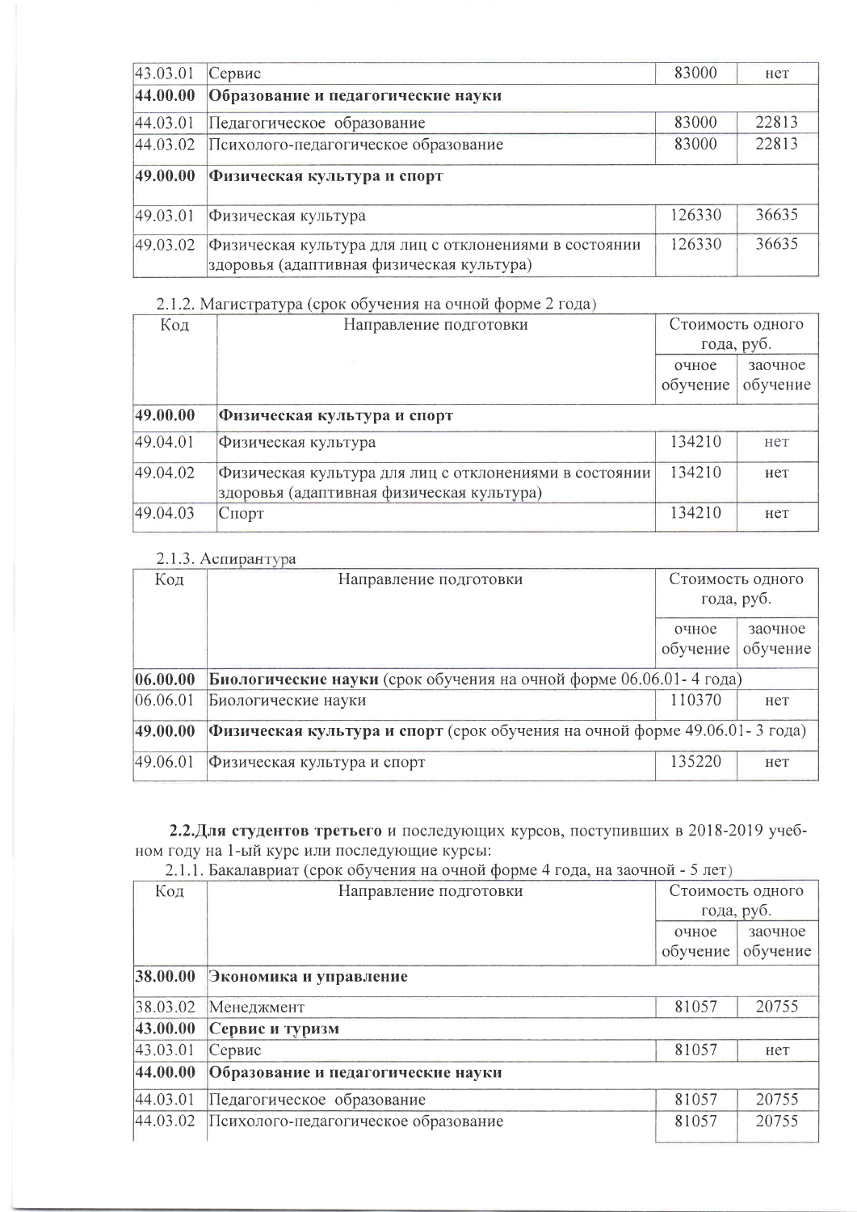| | | | |
|---|---|---|---|
| 43.03.01 | Сервис | 83000 | нет |
| **44.00.00** | **Образование и педагогические науки** | | |
| 44.03.01 | Педагогическое образование | 83000 | 22813 |
| 44.03.02 | Психолого-педагогическое образование | 83000 | 22813 |
| **49.00.00** | **Физическая культура и спорт** | | |
| 49.03.01 | Физическая культура | 126330 | 36635 |
| 49.03.02 | Физическая культура для лиц с отклонениями в состоянии здоровья (адаптивная физическая культура) | 126330 | 36635 |

2.1.2. Магистратура (срок обучения на очной форме 2 года)

| Код | Направление подготовки | Стоимость одного года, руб. | |
|---|---|---|---|
| | | очное обучение | заочное обучение |
| **49.00.00** | **Физическая культура и спорт** | | |
| 49.04.01 | Физическая культура | 134210 | нет |
| 49.04.02 | Физическая культура для лиц с отклонениями в состоянии здоровья (адаптивная физическая культура) | 134210 | нет |
| 49.04.03 | Спорт | 134210 | нет |

2.1.3. Аспирантура

| Код | Направление подготовки | Стоимость одного года, руб. | |
|---|---|---|---|
| | | очное обучение | заочное обучение |
| **06.00.00** | **Биологические науки** (срок обучения на очной форме 06.06.01- 4 года) | | |
| 06.06.01 | Биологические науки | 110370 | нет |
| **49.00.00** | **Физическая культура и спорт** (срок обучения на очной форме 49.06.01- 3 года) | | |
| 49.06.01 | Физическая культура и спорт | 135220 | нет |

**2.2.Для студентов третьего** и последующих курсов, поступивших в 2018-2019 учебном году на 1-ый курс или последующие курсы:

2.1.1. Бакалавриат (срок обучения на очной форме 4 года, на заочной - 5 лет)

| Код | Направление подготовки | Стоимость одного года, руб. | |
|---|---|---|---|
| | | очное обучение | заочное обучение |
| **38.00.00** | **Экономика и управление** | | |
| 38.03.02 | Менеджмент | 81057 | 20755 |
| **43.00.00** | **Сервис и туризм** | | |
| 43.03.01 | Сервис | 81057 | нет |
| **44.00.00** | **Образование и педагогические науки** | | |
| 44.03.01 | Педагогическое образование | 81057 | 20755 |
| 44.03.02 | Психолого-педагогическое образование | 81057 | 20755 |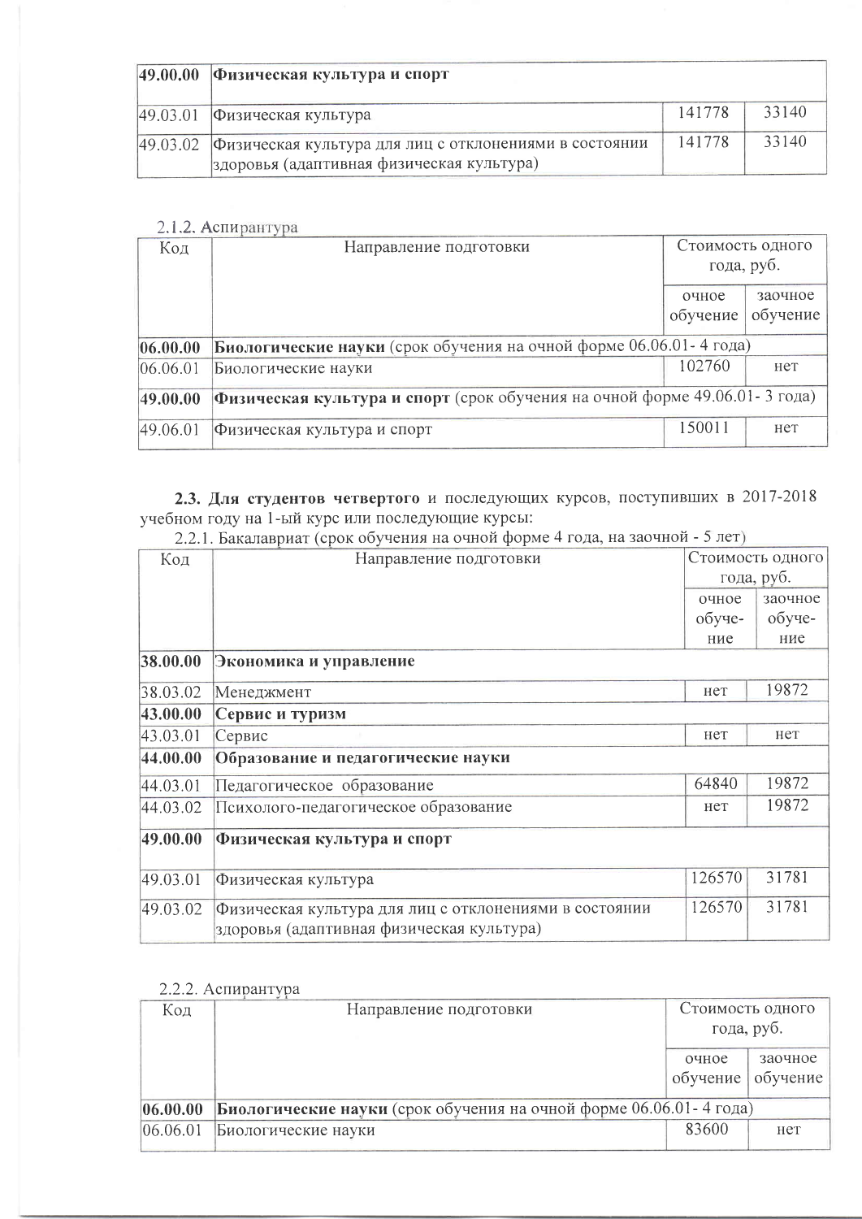| | | | |
|---|---|---|---|
| **49.00.00** | **Физическая культура и спорт** | | |
| 49.03.01 | Физическая культура | 141778 | 33140 |
| 49.03.02 | Физическая культура для лиц с отклонениями в состоянии здоровья (адаптивная физическая культура) | 141778 | 33140 |

2.1.2. Аспирантура

| Код | Направление подготовки | Стоимость одного года, руб. | |
|---|---|---|---|
| | | очное обучение | заочное обучение |
| **06.00.00** | **Биологические науки** (срок обучения на очной форме 06.06.01- 4 года) | | |
| 06.06.01 | Биологические науки | 102760 | нет |
| **49.00.00** | **Физическая культура и спорт** (срок обучения на очной форме 49.06.01- 3 года) | | |
| 49.06.01 | Физическая культура и спорт | 150011 | нет |

**2.3. Для студентов четвертого** и последующих курсов, поступивших в 2017-2018 учебном году на 1-ый курс или последующие курсы:

2.2.1. Бакалавриат (срок обучения на очной форме 4 года, на заочной - 5 лет)

| Код | Направление подготовки | Стоимость одного года, руб. | |
|---|---|---|---|
| | | очное обучение | заочное обучение |
| **38.00.00** | **Экономика и управление** | | |
| 38.03.02 | Менеджмент | нет | 19872 |
| **43.00.00** | **Сервис и туризм** | | |
| 43.03.01 | Сервис | нет | нет |
| **44.00.00** | **Образование и педагогические науки** | | |
| 44.03.01 | Педагогическое образование | 64840 | 19872 |
| 44.03.02 | Психолого-педагогическое образование | нет | 19872 |
| **49.00.00** | **Физическая культура и спорт** | | |
| 49.03.01 | Физическая культура | 126570 | 31781 |
| 49.03.02 | Физическая культура для лиц с отклонениями в состоянии здоровья (адаптивная физическая культура) | 126570 | 31781 |

2.2.2. Аспирантура

| Код | Направление подготовки | Стоимость одного года, руб. | |
|---|---|---|---|
| | | очное обучение | заочное обучение |
| **06.00.00** | **Биологические науки** (срок обучения на очной форме 06.06.01- 4 года) | | |
| 06.06.01 | Биологические науки | 83600 | нет |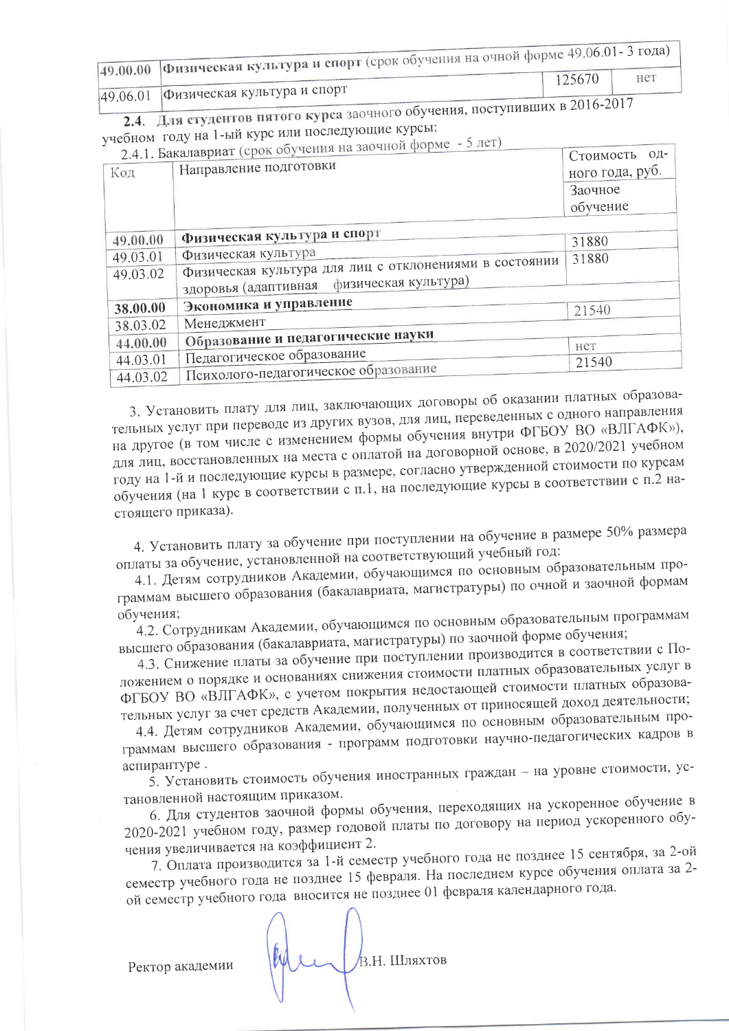| | | | |
|---|---|---|---|
| **49.00.00** | **Физическая культура и спорт** (срок обучения на очной форме 49.06.01- 3 года) | | |
| 49.06.01 | Физическая культура и спорт | 125670 | нет |

**2.4. Для студентов пятого курса** заочного обучения, поступивших в 2016-2017 учебном году на 1-ый курс или последующие курсы:

2.4.1. Бакалавриат (срок обучения на заочной форме - 5 лет)

| Код | Направление подготовки | Стоимость одного года, руб. |
|---|---|---|
| | | Заочное обучение |
| **49.00.00** | **Физическая культура и спорт** | |
| 49.03.01 | Физическая культура | 31880 |
| 49.03.02 | Физическая культура для лиц с отклонениями в состоянии здоровья (адаптивная физическая культура) | 31880 |
| **38.00.00** | **Экономика и управление** | |
| 38.03.02 | Менеджмент | 21540 |
| **44.00.00** | **Образование и педагогические науки** | |
| 44.03.01 | Педагогическое образование | нет |
| 44.03.02 | Психолого-педагогическое образование | 21540 |

3. Установить плату для лиц, заключающих договоры об оказании платных образовательных услуг при переводе из других вузов, для лиц, переведенных с одного направления на другое (в том числе с изменением формы обучения внутри ФГБОУ ВО «ВЛГАФК»), для лиц, восстановленных на места с оплатой на договорной основе, в 2020/2021 учебном году на 1-й и последующие курсы в размере, согласно утвержденной стоимости по курсам обучения (на 1 курс в соответствии с п.1, на последующие курсы в соответствии с п.2 настоящего приказа).

4. Установить плату за обучение при поступлении на обучение в размере 50% размера оплаты за обучение, установленной на соответствующий учебный год:

4.1. Детям сотрудников Академии, обучающимся по основным образовательным программам высшего образования (бакалавриата, магистратуры) по очной и заочной формам обучения;

4.2. Сотрудникам Академии, обучающимся по основным образовательным программам высшего образования (бакалавриата, магистратуры) по заочной форме обучения;

4.3. Снижение платы за обучение при поступлении производится в соответствии с Положением о порядке и основаниях снижения стоимости платных образовательных услуг в ФГБОУ ВО «ВЛГАФК», с учетом покрытия недостающей стоимости платных образовательных услуг за счет средств Академии, полученных от приносящей доход деятельности;

4.4. Детям сотрудников Академии, обучающимся по основным образовательным программам высшего образования - программ подготовки научно-педагогических кадров в аспирантуре .

5. Установить стоимость обучения иностранных граждан – на уровне стоимости, установленной настоящим приказом.

6. Для студентов заочной формы обучения, переходящих на ускоренное обучение в 2020-2021 учебном году, размер годовой платы по договору на период ускоренного обучения увеличивается на коэффициент 2.

7. Оплата производится за 1-й семестр учебного года не позднее 15 сентября, за 2-ой семестр учебного года не позднее 15 февраля. На последнем курсе обучения оплата за 2-ой семестр учебного года вносится не позднее 01 февраля календарного года.

Ректор академии В.Н. Шляхтов